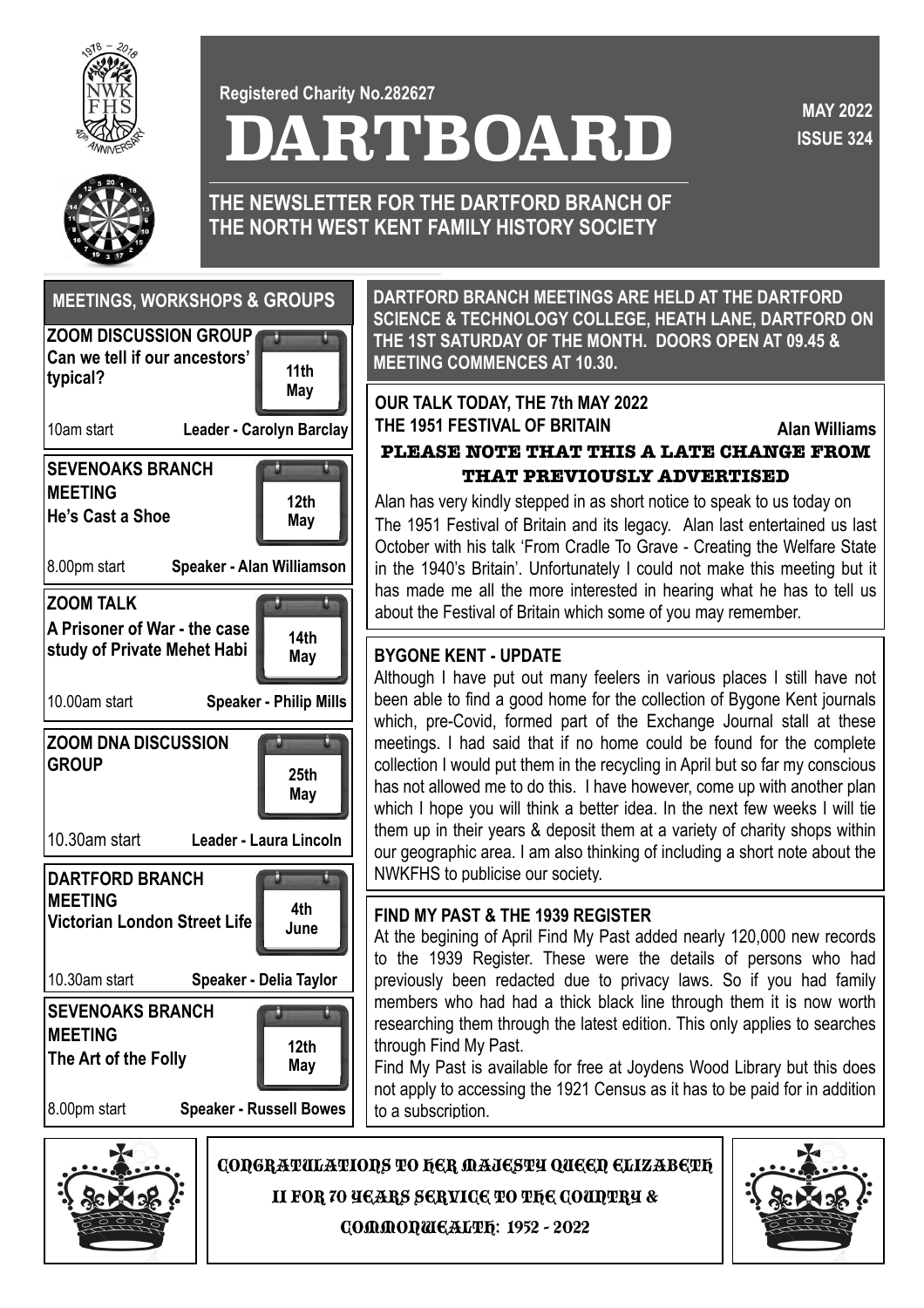Registered Charity No.282627

# DARTBOARD

**MAY 2022**
**ISSUE 324**

## THE NEWSLETTER FOR THE DARTFORD BRANCH OF THE NORTH WEST KENT FAMILY HISTORY SOCIETY

## MEETINGS, WORKSHOPS & GROUPS

**ZOOM DISCUSSION GROUP**
**Can we tell if our ancestors' typical?**
**11th May**
10am start — **Leader - Carolyn Barclay**

**SEVENOAKS BRANCH MEETING**
**He's Cast a Shoe**
**12th May**
8.00pm start — **Speaker - Alan Williamson**

**ZOOM TALK**
**A Prisoner of War - the case study of Private Mehet Habi**
**14th May**
10.00am start — **Speaker - Philip Mills**

**ZOOM DNA DISCUSSION GROUP**
**25th May**
10.30am start — **Leader - Laura Lincoln**

**DARTFORD BRANCH MEETING**
**Victorian London Street Life**
**4th June**
10.30am start — **Speaker - Delia Taylor**

**SEVENOAKS BRANCH MEETING**
**The Art of the Folly**
**12th May**
8.00pm start — **Speaker - Russell Bowes**

**DARTFORD BRANCH MEETINGS ARE HELD AT THE DARTFORD SCIENCE & TECHNOLOGY COLLEGE, HEATH LANE, DARTFORD ON THE 1ST SATURDAY OF THE MONTH. DOORS OPEN AT 09.45 & MEETING COMMENCES AT 10.30.**

### OUR TALK TODAY, THE 7th MAY 2022
### THE 1951 FESTIVAL OF BRITAIN — Alan Williams

**PLEASE NOTE THAT THIS A LATE CHANGE FROM THAT PREVIOUSLY ADVERTISED**

Alan has very kindly stepped in as short notice to speak to us today on The 1951 Festival of Britain and its legacy. Alan last entertained us last October with his talk 'From Cradle To Grave - Creating the Welfare State in the 1940's Britain'. Unfortunately I could not make this meeting but it has made me all the more interested in hearing what he has to tell us about the Festival of Britain which some of you may remember.

### BYGONE KENT - UPDATE

Although I have put out many feelers in various places I still have not been able to find a good home for the collection of Bygone Kent journals which, pre-Covid, formed part of the Exchange Journal stall at these meetings. I had said that if no home could be found for the complete collection I would put them in the recycling in April but so far my conscious has not allowed me to do this. I have however, come up with another plan which I hope you will think a better idea. In the next few weeks I will tie them up in their years & deposit them at a variety of charity shops within our geographic area. I am also thinking of including a short note about the NWKFHS to publicise our society.

### FIND MY PAST & THE 1939 REGISTER

At the begining of April Find My Past added nearly 120,000 new records to the 1939 Register. These were the details of persons who had previously been redacted due to privacy laws. So if you had family members who had had a thick black line through them it is now worth researching them through the latest edition. This only applies to searches through Find My Past.

Find My Past is available for free at Joydens Wood Library but this does not apply to accessing the 1921 Census as it has to be paid for in addition to a subscription.

CONGRATULATIONS TO HER MAJESTY QUEEN ELIZABETH II FOR 70 YEARS SERVICE TO THE COUNTRY & COMMONWEALTH: 1952 - 2022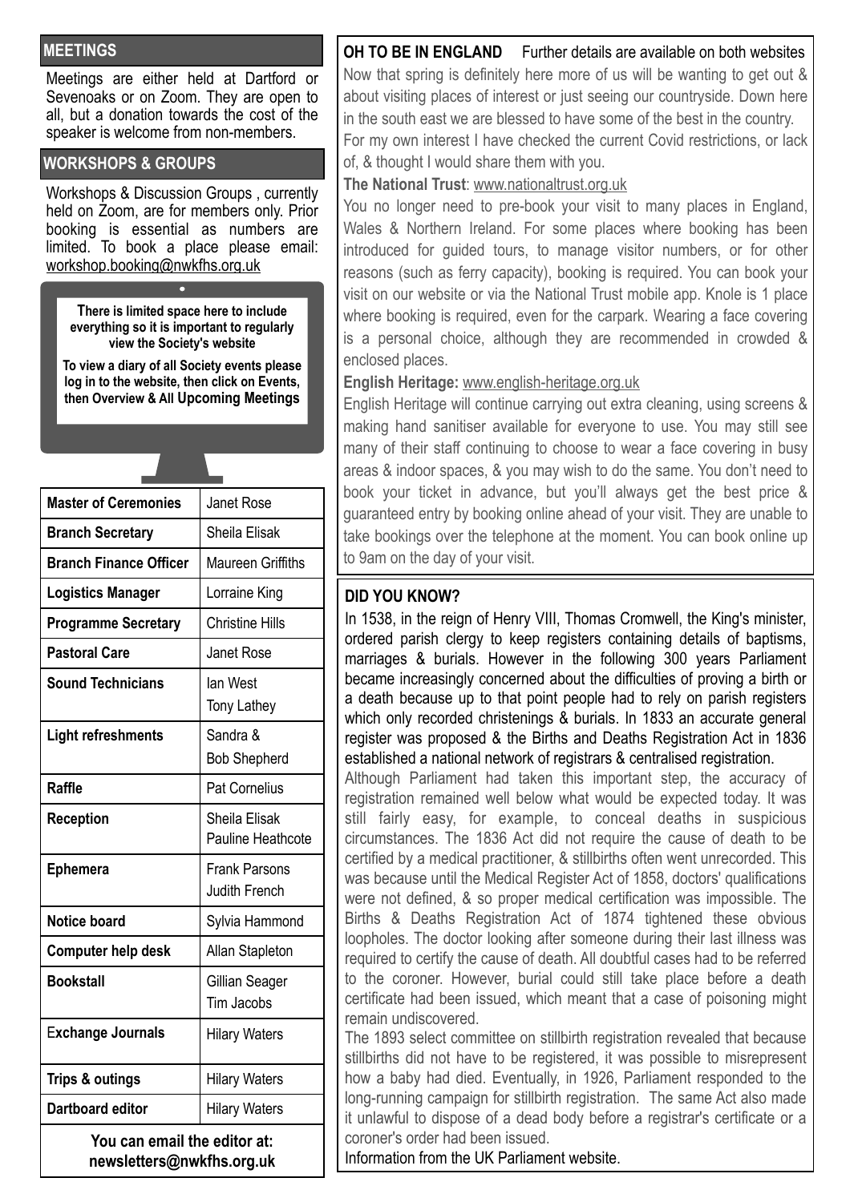## MEETINGS

Meetings are either held at Dartford or Sevenoaks or on Zoom. They are open to all, but a donation towards the cost of the speaker is welcome from non-members.

## WORKSHOPS & GROUPS

Workshops & Discussion Groups , currently held on Zoom, are for members only. Prior booking is essential as numbers are limited. To book a place please email: workshop.booking@nwkfhs.org.uk

**There is limited space here to include everything so it is important to regularly view the Society's website**

**To view a diary of all Society events please log in to the website, then click on Events, then Overview & All Upcoming Meetings**

| | |
|---|---|
| **Master of Ceremonies** | Janet Rose |
| **Branch Secretary** | Sheila Elisak |
| **Branch Finance Officer** | Maureen Griffiths |
| **Logistics Manager** | Lorraine King |
| **Programme Secretary** | Christine Hills |
| **Pastoral Care** | Janet Rose |
| **Sound Technicians** | Ian West<br>Tony Lathey |
| **Light refreshments** | Sandra &<br>Bob Shepherd |
| **Raffle** | Pat Cornelius |
| **Reception** | Sheila Elisak<br>Pauline Heathcote |
| **Ephemera** | Frank Parsons<br>Judith French |
| **Notice board** | Sylvia Hammond |
| **Computer help desk** | Allan Stapleton |
| **Bookstall** | Gillian Seager<br>Tim Jacobs |
| **Exchange Journals** | Hilary Waters |
| **Trips & outings** | Hilary Waters |
| **Dartboard editor** | Hilary Waters |

**You can email the editor at: newsletters@nwkfhs.org.uk**

## OH TO BE IN ENGLAND

Further details are available on both websites

Now that spring is definitely here more of us will be wanting to get out & about visiting places of interest or just seeing our countryside. Down here in the south east we are blessed to have some of the best in the country.

For my own interest I have checked the current Covid restrictions, or lack of, & thought I would share them with you.

**The National Trust**: www.nationaltrust.org.uk

You no longer need to pre-book your visit to many places in England, Wales & Northern Ireland. For some places where booking has been introduced for guided tours, to manage visitor numbers, or for other reasons (such as ferry capacity), booking is required. You can book your visit on our website or via the National Trust mobile app. Knole is 1 place where booking is required, even for the carpark. Wearing a face covering is a personal choice, although they are recommended in crowded & enclosed places.

**English Heritage:** www.english-heritage.org.uk

English Heritage will continue carrying out extra cleaning, using screens & making hand sanitiser available for everyone to use. You may still see many of their staff continuing to choose to wear a face covering in busy areas & indoor spaces, & you may wish to do the same. You don't need to book your ticket in advance, but you'll always get the best price & guaranteed entry by booking online ahead of your visit. They are unable to take bookings over the telephone at the moment. You can book online up to 9am on the day of your visit.

## DID YOU KNOW?

In 1538, in the reign of Henry VIII, Thomas Cromwell, the King's minister, ordered parish clergy to keep registers containing details of baptisms, marriages & burials. However in the following 300 years Parliament became increasingly concerned about the difficulties of proving a birth or a death because up to that point people had to rely on parish registers which only recorded christenings & burials. In 1833 an accurate general register was proposed & the Births and Deaths Registration Act in 1836 established a national network of registrars & centralised registration.

Although Parliament had taken this important step, the accuracy of registration remained well below what would be expected today. It was still fairly easy, for example, to conceal deaths in suspicious circumstances. The 1836 Act did not require the cause of death to be certified by a medical practitioner, & stillbirths often went unrecorded. This was because until the Medical Register Act of 1858, doctors' qualifications were not defined, & so proper medical certification was impossible. The Births & Deaths Registration Act of 1874 tightened these obvious loopholes. The doctor looking after someone during their last illness was required to certify the cause of death. All doubtful cases had to be referred to the coroner. However, burial could still take place before a death certificate had been issued, which meant that a case of poisoning might remain undiscovered.

The 1893 select committee on stillbirth registration revealed that because stillbirths did not have to be registered, it was possible to misrepresent how a baby had died. Eventually, in 1926, Parliament responded to the long-running campaign for stillbirth registration. The same Act also made it unlawful to dispose of a dead body before a registrar's certificate or a coroner's order had been issued.

Information from the UK Parliament website.